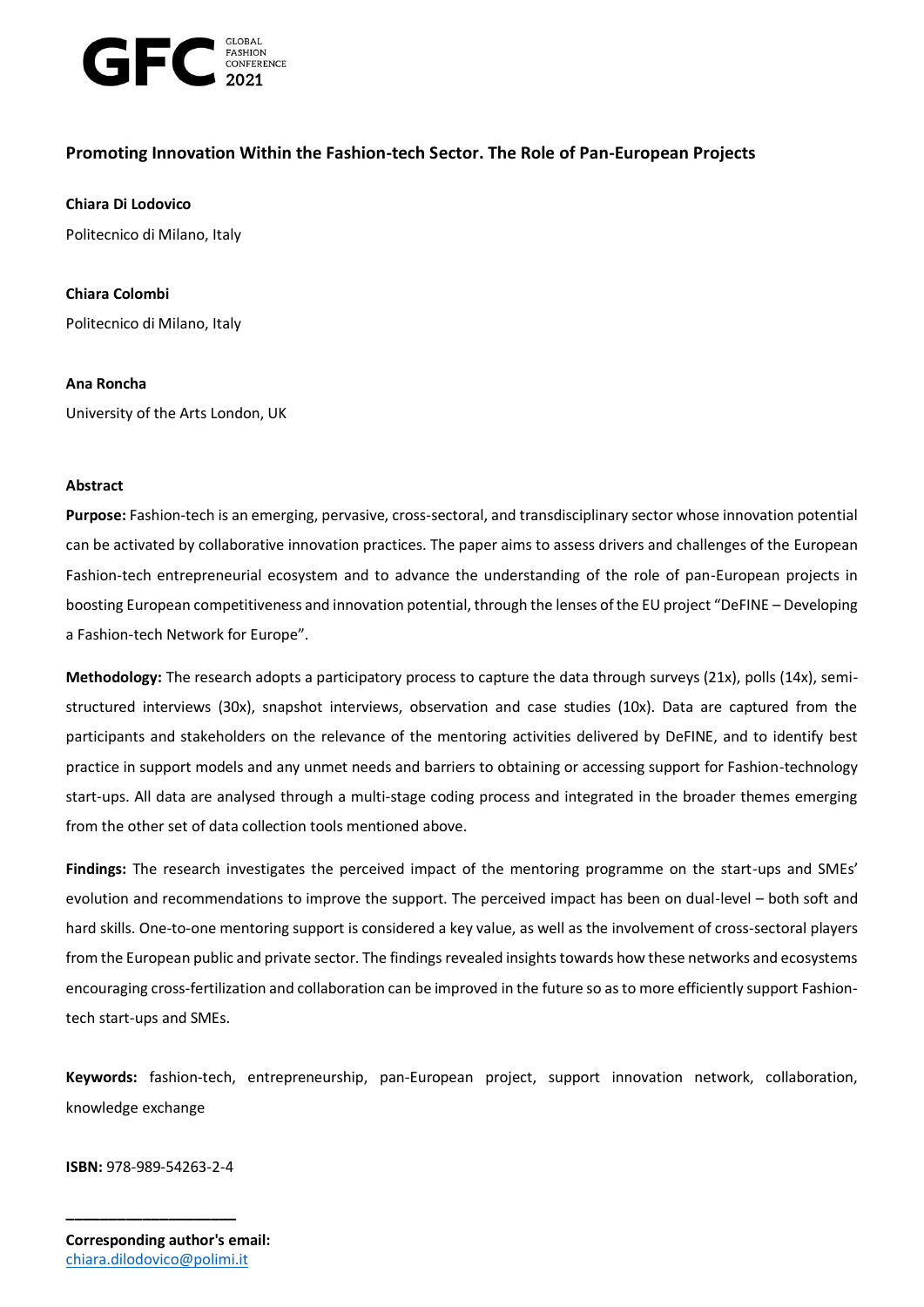# Promoting Innovation Within the Fashion-tech Sector. The Role of Pan-European Projects

**Chiara Di Lodovico**

Politecnico di Milano, Italy

**Chiara Colombi**

Politecnico di Milano, Italy

**Ana Roncha**

University of the Arts London, UK

## Abstract

**Purpose:** Fashion-tech is an emerging, pervasive, cross-sectoral, and transdisciplinary sector whose innovation potential can be activated by collaborative innovation practices. The paper aims to assess drivers and challenges of the European Fashion-tech entrepreneurial ecosystem and to advance the understanding of the role of pan-European projects in boosting European competitiveness and innovation potential, through the lenses of the EU project "DeFINE – Developing a Fashion-tech Network for Europe".

**Methodology:** The research adopts a participatory process to capture the data through surveys (21x), polls (14x), semi-structured interviews (30x), snapshot interviews, observation and case studies (10x). Data are captured from the participants and stakeholders on the relevance of the mentoring activities delivered by DeFINE, and to identify best practice in support models and any unmet needs and barriers to obtaining or accessing support for Fashion-technology start-ups. All data are analysed through a multi-stage coding process and integrated in the broader themes emerging from the other set of data collection tools mentioned above.

**Findings:** The research investigates the perceived impact of the mentoring programme on the start-ups and SMEs' evolution and recommendations to improve the support. The perceived impact has been on dual-level – both soft and hard skills. One-to-one mentoring support is considered a key value, as well as the involvement of cross-sectoral players from the European public and private sector. The findings revealed insights towards how these networks and ecosystems encouraging cross-fertilization and collaboration can be improved in the future so as to more efficiently support Fashion-tech start-ups and SMEs.

**Keywords:** fashion-tech, entrepreneurship, pan-European project, support innovation network, collaboration, knowledge exchange

**ISBN:** 978-989-54263-2-4

---

**Corresponding author's email:** chiara.dilodovico@polimi.it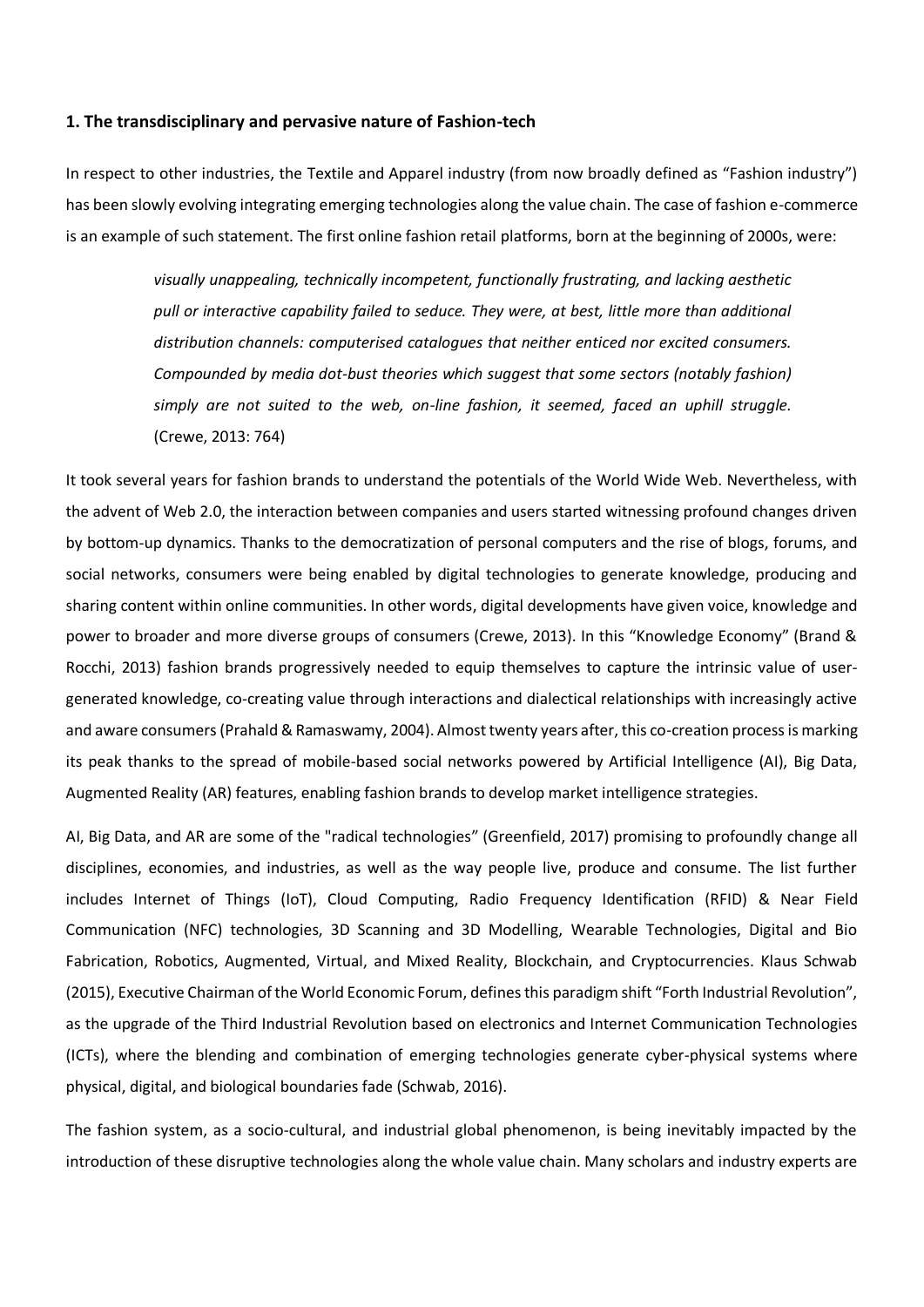### 1. The transdisciplinary and pervasive nature of Fashion-tech

In respect to other industries, the Textile and Apparel industry (from now broadly defined as "Fashion industry") has been slowly evolving integrating emerging technologies along the value chain. The case of fashion e-commerce is an example of such statement. The first online fashion retail platforms, born at the beginning of 2000s, were:

> *visually unappealing, technically incompetent, functionally frustrating, and lacking aesthetic pull or interactive capability failed to seduce. They were, at best, little more than additional distribution channels: computerised catalogues that neither enticed nor excited consumers. Compounded by media dot-bust theories which suggest that some sectors (notably fashion) simply are not suited to the web, on-line fashion, it seemed, faced an uphill struggle.* (Crewe, 2013: 764)

It took several years for fashion brands to understand the potentials of the World Wide Web. Nevertheless, with the advent of Web 2.0, the interaction between companies and users started witnessing profound changes driven by bottom-up dynamics. Thanks to the democratization of personal computers and the rise of blogs, forums, and social networks, consumers were being enabled by digital technologies to generate knowledge, producing and sharing content within online communities. In other words, digital developments have given voice, knowledge and power to broader and more diverse groups of consumers (Crewe, 2013). In this "Knowledge Economy" (Brand & Rocchi, 2013) fashion brands progressively needed to equip themselves to capture the intrinsic value of user-generated knowledge, co-creating value through interactions and dialectical relationships with increasingly active and aware consumers (Prahald & Ramaswamy, 2004). Almost twenty years after, this co-creation process is marking its peak thanks to the spread of mobile-based social networks powered by Artificial Intelligence (AI), Big Data, Augmented Reality (AR) features, enabling fashion brands to develop market intelligence strategies.

AI, Big Data, and AR are some of the "radical technologies" (Greenfield, 2017) promising to profoundly change all disciplines, economies, and industries, as well as the way people live, produce and consume. The list further includes Internet of Things (IoT), Cloud Computing, Radio Frequency Identification (RFID) & Near Field Communication (NFC) technologies, 3D Scanning and 3D Modelling, Wearable Technologies, Digital and Bio Fabrication, Robotics, Augmented, Virtual, and Mixed Reality, Blockchain, and Cryptocurrencies. Klaus Schwab (2015), Executive Chairman of the World Economic Forum, defines this paradigm shift "Forth Industrial Revolution", as the upgrade of the Third Industrial Revolution based on electronics and Internet Communication Technologies (ICTs), where the blending and combination of emerging technologies generate cyber-physical systems where physical, digital, and biological boundaries fade (Schwab, 2016).

The fashion system, as a socio-cultural, and industrial global phenomenon, is being inevitably impacted by the introduction of these disruptive technologies along the whole value chain. Many scholars and industry experts are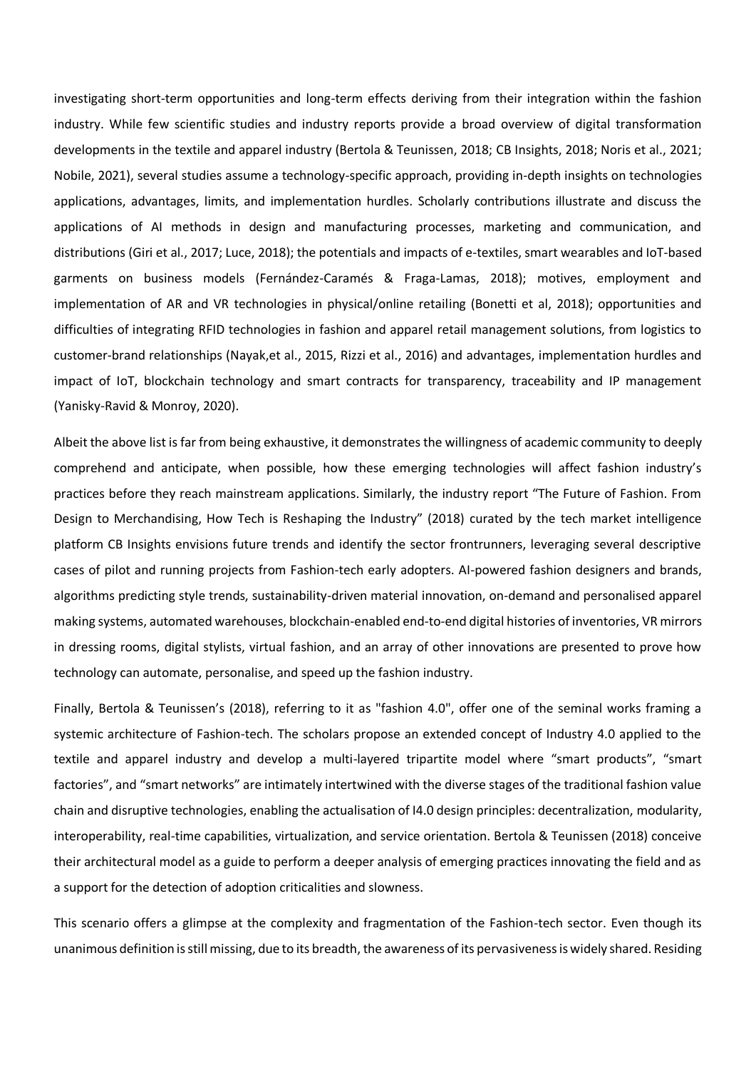investigating short-term opportunities and long-term effects deriving from their integration within the fashion industry. While few scientific studies and industry reports provide a broad overview of digital transformation developments in the textile and apparel industry (Bertola & Teunissen, 2018; CB Insights, 2018; Noris et al., 2021; Nobile, 2021), several studies assume a technology-specific approach, providing in-depth insights on technologies applications, advantages, limits, and implementation hurdles. Scholarly contributions illustrate and discuss the applications of AI methods in design and manufacturing processes, marketing and communication, and distributions (Giri et al., 2017; Luce, 2018); the potentials and impacts of e-textiles, smart wearables and IoT-based garments on business models (Fernández-Caramés & Fraga-Lamas, 2018); motives, employment and implementation of AR and VR technologies in physical/online retailing (Bonetti et al, 2018); opportunities and difficulties of integrating RFID technologies in fashion and apparel retail management solutions, from logistics to customer-brand relationships (Nayak,et al., 2015, Rizzi et al., 2016) and advantages, implementation hurdles and impact of IoT, blockchain technology and smart contracts for transparency, traceability and IP management (Yanisky-Ravid & Monroy, 2020).

Albeit the above list is far from being exhaustive, it demonstrates the willingness of academic community to deeply comprehend and anticipate, when possible, how these emerging technologies will affect fashion industry's practices before they reach mainstream applications. Similarly, the industry report "The Future of Fashion. From Design to Merchandising, How Tech is Reshaping the Industry" (2018) curated by the tech market intelligence platform CB Insights envisions future trends and identify the sector frontrunners, leveraging several descriptive cases of pilot and running projects from Fashion-tech early adopters. AI-powered fashion designers and brands, algorithms predicting style trends, sustainability-driven material innovation, on-demand and personalised apparel making systems, automated warehouses, blockchain-enabled end-to-end digital histories of inventories, VR mirrors in dressing rooms, digital stylists, virtual fashion, and an array of other innovations are presented to prove how technology can automate, personalise, and speed up the fashion industry.

Finally, Bertola & Teunissen's (2018), referring to it as "fashion 4.0", offer one of the seminal works framing a systemic architecture of Fashion-tech. The scholars propose an extended concept of Industry 4.0 applied to the textile and apparel industry and develop a multi-layered tripartite model where "smart products", "smart factories", and "smart networks" are intimately intertwined with the diverse stages of the traditional fashion value chain and disruptive technologies, enabling the actualisation of I4.0 design principles: decentralization, modularity, interoperability, real-time capabilities, virtualization, and service orientation. Bertola & Teunissen (2018) conceive their architectural model as a guide to perform a deeper analysis of emerging practices innovating the field and as a support for the detection of adoption criticalities and slowness.

This scenario offers a glimpse at the complexity and fragmentation of the Fashion-tech sector. Even though its unanimous definition is still missing, due to its breadth, the awareness of its pervasiveness is widely shared. Residing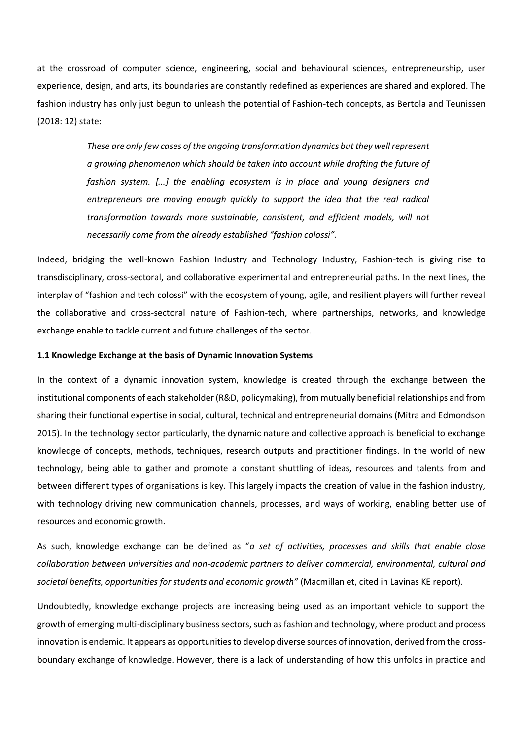at the crossroad of computer science, engineering, social and behavioural sciences, entrepreneurship, user experience, design, and arts, its boundaries are constantly redefined as experiences are shared and explored. The fashion industry has only just begun to unleash the potential of Fashion-tech concepts, as Bertola and Teunissen (2018: 12) state:

> *These are only few cases of the ongoing transformation dynamics but they well represent a growing phenomenon which should be taken into account while drafting the future of fashion system. [...] the enabling ecosystem is in place and young designers and entrepreneurs are moving enough quickly to support the idea that the real radical transformation towards more sustainable, consistent, and efficient models, will not necessarily come from the already established "fashion colossi".*

Indeed, bridging the well-known Fashion Industry and Technology Industry, Fashion-tech is giving rise to transdisciplinary, cross-sectoral, and collaborative experimental and entrepreneurial paths. In the next lines, the interplay of "fashion and tech colossi" with the ecosystem of young, agile, and resilient players will further reveal the collaborative and cross-sectoral nature of Fashion-tech, where partnerships, networks, and knowledge exchange enable to tackle current and future challenges of the sector.

### 1.1 Knowledge Exchange at the basis of Dynamic Innovation Systems

In the context of a dynamic innovation system, knowledge is created through the exchange between the institutional components of each stakeholder (R&D, policymaking), from mutually beneficial relationships and from sharing their functional expertise in social, cultural, technical and entrepreneurial domains (Mitra and Edmondson 2015). In the technology sector particularly, the dynamic nature and collective approach is beneficial to exchange knowledge of concepts, methods, techniques, research outputs and practitioner findings. In the world of new technology, being able to gather and promote a constant shuttling of ideas, resources and talents from and between different types of organisations is key. This largely impacts the creation of value in the fashion industry, with technology driving new communication channels, processes, and ways of working, enabling better use of resources and economic growth.

As such, knowledge exchange can be defined as "*a set of activities, processes and skills that enable close collaboration between universities and non-academic partners to deliver commercial, environmental, cultural and societal benefits, opportunities for students and economic growth"* (Macmillan et, cited in Lavinas KE report).

Undoubtedly, knowledge exchange projects are increasing being used as an important vehicle to support the growth of emerging multi-disciplinary business sectors, such as fashion and technology, where product and process innovation is endemic. It appears as opportunities to develop diverse sources of innovation, derived from the cross-boundary exchange of knowledge. However, there is a lack of understanding of how this unfolds in practice and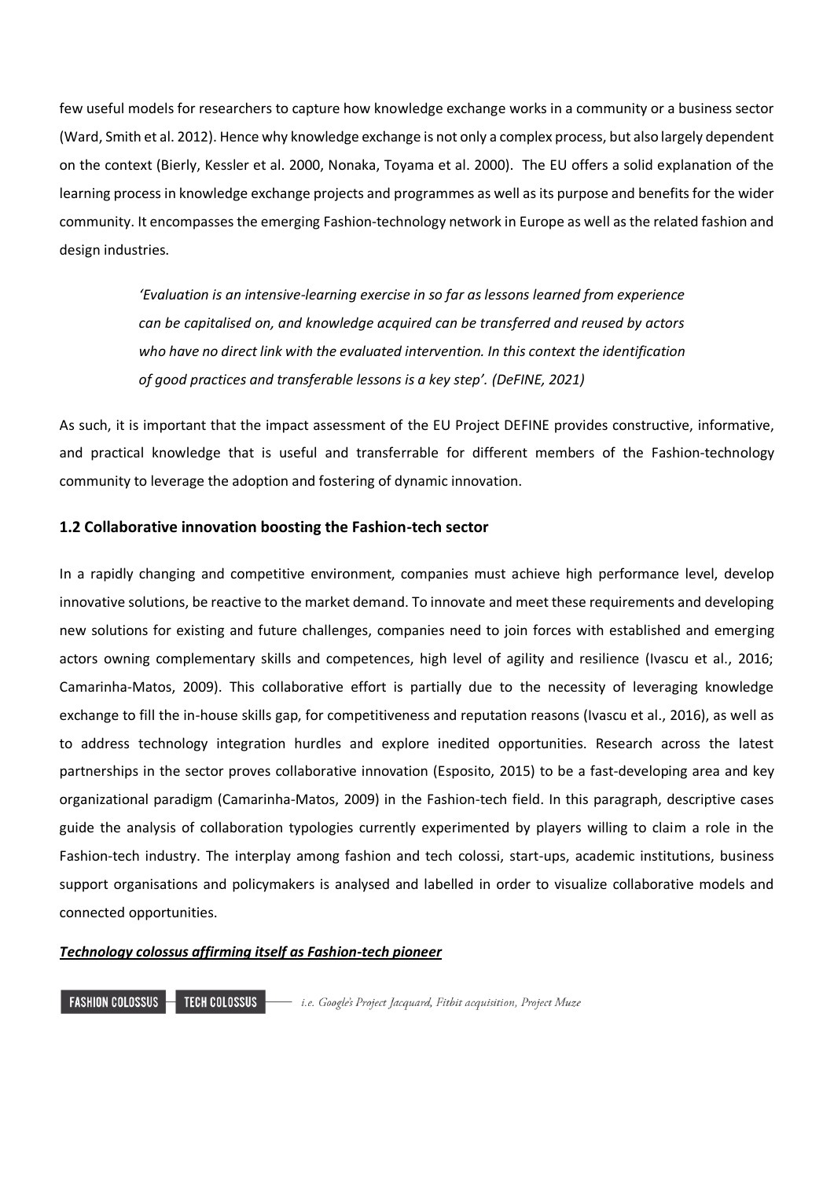few useful models for researchers to capture how knowledge exchange works in a community or a business sector (Ward, Smith et al. 2012). Hence why knowledge exchange is not only a complex process, but also largely dependent on the context (Bierly, Kessler et al. 2000, Nonaka, Toyama et al. 2000). The EU offers a solid explanation of the learning process in knowledge exchange projects and programmes as well as its purpose and benefits for the wider community. It encompasses the emerging Fashion-technology network in Europe as well as the related fashion and design industries.

> *'Evaluation is an intensive-learning exercise in so far as lessons learned from experience can be capitalised on, and knowledge acquired can be transferred and reused by actors who have no direct link with the evaluated intervention. In this context the identification of good practices and transferable lessons is a key step'. (DeFINE, 2021)*

As such, it is important that the impact assessment of the EU Project DEFINE provides constructive, informative, and practical knowledge that is useful and transferrable for different members of the Fashion-technology community to leverage the adoption and fostering of dynamic innovation.

### 1.2 Collaborative innovation boosting the Fashion-tech sector

In a rapidly changing and competitive environment, companies must achieve high performance level, develop innovative solutions, be reactive to the market demand. To innovate and meet these requirements and developing new solutions for existing and future challenges, companies need to join forces with established and emerging actors owning complementary skills and competences, high level of agility and resilience (Ivascu et al., 2016; Camarinha-Matos, 2009). This collaborative effort is partially due to the necessity of leveraging knowledge exchange to fill the in-house skills gap, for competitiveness and reputation reasons (Ivascu et al., 2016), as well as to address technology integration hurdles and explore inedited opportunities. Research across the latest partnerships in the sector proves collaborative innovation (Esposito, 2015) to be a fast-developing area and key organizational paradigm (Camarinha-Matos, 2009) in the Fashion-tech field. In this paragraph, descriptive cases guide the analysis of collaboration typologies currently experimented by players willing to claim a role in the Fashion-tech industry. The interplay among fashion and tech colossi, start-ups, academic institutions, business support organisations and policymakers is analysed and labelled in order to visualize collaborative models and connected opportunities.

***Technology colossus affirming itself as Fashion-tech pioneer***

FASHION COLOSSUS — TECH COLOSSUS — *i.e. Google's Project Jacquard, Fitbit acquisition, Project Muze*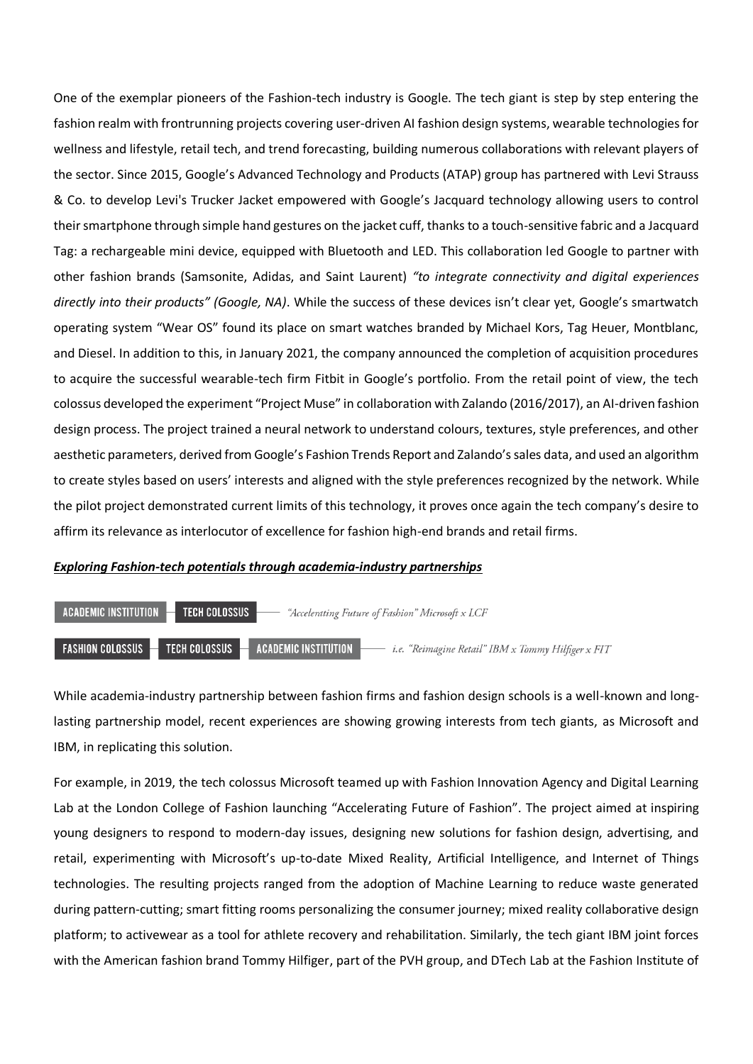One of the exemplar pioneers of the Fashion-tech industry is Google. The tech giant is step by step entering the fashion realm with frontrunning projects covering user-driven AI fashion design systems, wearable technologies for wellness and lifestyle, retail tech, and trend forecasting, building numerous collaborations with relevant players of the sector. Since 2015, Google's Advanced Technology and Products (ATAP) group has partnered with Levi Strauss & Co. to develop Levi's Trucker Jacket empowered with Google's Jacquard technology allowing users to control their smartphone through simple hand gestures on the jacket cuff, thanks to a touch-sensitive fabric and a Jacquard Tag: a rechargeable mini device, equipped with Bluetooth and LED. This collaboration led Google to partner with other fashion brands (Samsonite, Adidas, and Saint Laurent) *"to integrate connectivity and digital experiences directly into their products" (Google, NA)*. While the success of these devices isn't clear yet, Google's smartwatch operating system "Wear OS" found its place on smart watches branded by Michael Kors, Tag Heuer, Montblanc, and Diesel. In addition to this, in January 2021, the company announced the completion of acquisition procedures to acquire the successful wearable-tech firm Fitbit in Google's portfolio. From the retail point of view, the tech colossus developed the experiment "Project Muse" in collaboration with Zalando (2016/2017), an AI-driven fashion design process. The project trained a neural network to understand colours, textures, style preferences, and other aesthetic parameters, derived from Google's Fashion Trends Report and Zalando's sales data, and used an algorithm to create styles based on users' interests and aligned with the style preferences recognized by the network. While the pilot project demonstrated current limits of this technology, it proves once again the tech company's desire to affirm its relevance as interlocutor of excellence for fashion high-end brands and retail firms.

***Exploring Fashion-tech potentials through academia-industry partnerships***

ACADEMIC INSTITUTION — TECH COLOSSUS — *"Accelerating Future of Fashion" Microsoft x LCF*

FASHION COLOSSUS — TECH COLOSSUS — ACADEMIC INSTITUTION — *i.e. "Reimagine Retail" IBM x Tommy Hilfiger x FIT*

While academia-industry partnership between fashion firms and fashion design schools is a well-known and long-lasting partnership model, recent experiences are showing growing interests from tech giants, as Microsoft and IBM, in replicating this solution.

For example, in 2019, the tech colossus Microsoft teamed up with Fashion Innovation Agency and Digital Learning Lab at the London College of Fashion launching "Accelerating Future of Fashion". The project aimed at inspiring young designers to respond to modern-day issues, designing new solutions for fashion design, advertising, and retail, experimenting with Microsoft's up-to-date Mixed Reality, Artificial Intelligence, and Internet of Things technologies. The resulting projects ranged from the adoption of Machine Learning to reduce waste generated during pattern-cutting; smart fitting rooms personalizing the consumer journey; mixed reality collaborative design platform; to activewear as a tool for athlete recovery and rehabilitation. Similarly, the tech giant IBM joint forces with the American fashion brand Tommy Hilfiger, part of the PVH group, and DTech Lab at the Fashion Institute of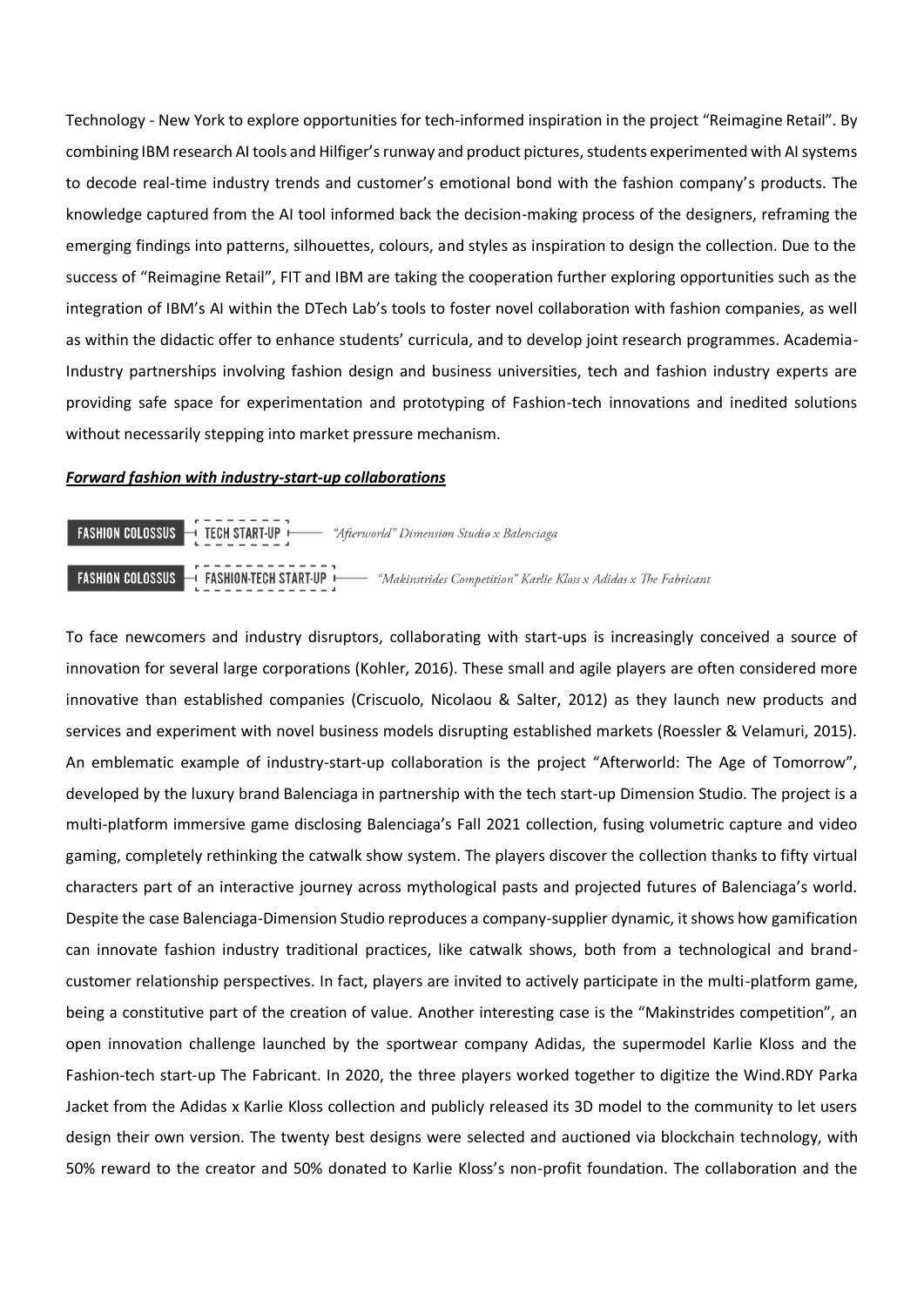Technology - New York to explore opportunities for tech-informed inspiration in the project "Reimagine Retail". By combining IBM research AI tools and Hilfiger's runway and product pictures, students experimented with AI systems to decode real-time industry trends and customer's emotional bond with the fashion company's products. The knowledge captured from the AI tool informed back the decision-making process of the designers, reframing the emerging findings into patterns, silhouettes, colours, and styles as inspiration to design the collection. Due to the success of "Reimagine Retail", FIT and IBM are taking the cooperation further exploring opportunities such as the integration of IBM's AI within the DTech Lab's tools to foster novel collaboration with fashion companies, as well as within the didactic offer to enhance students' curricula, and to develop joint research programmes. Academia-Industry partnerships involving fashion design and business universities, tech and fashion industry experts are providing safe space for experimentation and prototyping of Fashion-tech innovations and inedited solutions without necessarily stepping into market pressure mechanism.

***Forward fashion with industry-start-up collaborations***

FASHION COLOSSUS — TECH START-UP — *"Afterworld" Dimension Studio x Balenciaga*

FASHION COLOSSUS — FASHION-TECH START-UP — *"Makinstrides Competition" Karlie Kloss x Adidas x The Fabricant*

To face newcomers and industry disruptors, collaborating with start-ups is increasingly conceived a source of innovation for several large corporations (Kohler, 2016). These small and agile players are often considered more innovative than established companies (Criscuolo, Nicolaou & Salter, 2012) as they launch new products and services and experiment with novel business models disrupting established markets (Roessler & Velamuri, 2015). An emblematic example of industry-start-up collaboration is the project "Afterworld: The Age of Tomorrow", developed by the luxury brand Balenciaga in partnership with the tech start-up Dimension Studio. The project is a multi-platform immersive game disclosing Balenciaga's Fall 2021 collection, fusing volumetric capture and video gaming, completely rethinking the catwalk show system. The players discover the collection thanks to fifty virtual characters part of an interactive journey across mythological pasts and projected futures of Balenciaga's world. Despite the case Balenciaga-Dimension Studio reproduces a company-supplier dynamic, it shows how gamification can innovate fashion industry traditional practices, like catwalk shows, both from a technological and brand-customer relationship perspectives. In fact, players are invited to actively participate in the multi-platform game, being a constitutive part of the creation of value. Another interesting case is the "Makinstrides competition", an open innovation challenge launched by the sportswear company Adidas, the supermodel Karlie Kloss and the Fashion-tech start-up The Fabricant. In 2020, the three players worked together to digitize the Wind.RDY Parka Jacket from the Adidas x Karlie Kloss collection and publicly released its 3D model to the community to let users design their own version. The twenty best designs were selected and auctioned via blockchain technology, with 50% reward to the creator and 50% donated to Karlie Kloss's non-profit foundation. The collaboration and the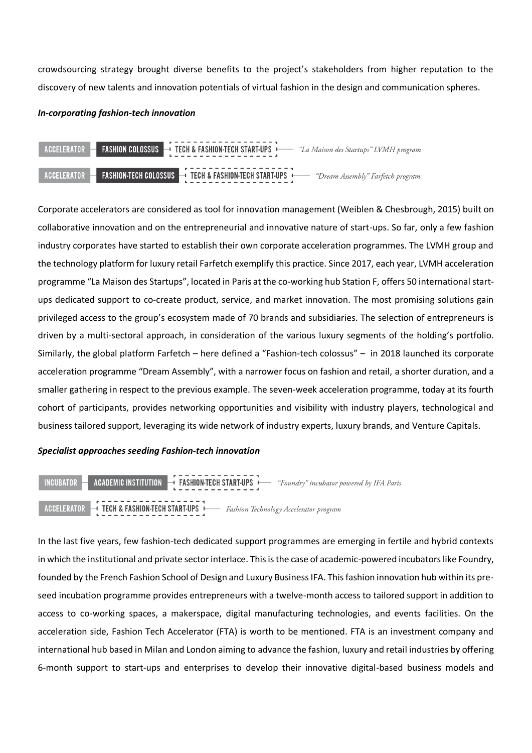crowdsourcing strategy brought diverse benefits to the project's stakeholders from higher reputation to the discovery of new talents and innovation potentials of virtual fashion in the design and communication spheres.

***In-corporating fashion-tech innovation***

ACCELERATOR — FASHION COLOSSUS — TECH & FASHION-TECH START-UPS — *"La Maison des Startups" LVMH program*

ACCELERATOR — FASHION-TECH COLOSSUS — TECH & FASHION-TECH START-UPS — *"Dream Assembly" Farfetch program*

Corporate accelerators are considered as tool for innovation management (Weiblen & Chesbrough, 2015) built on collaborative innovation and on the entrepreneurial and innovative nature of start-ups. So far, only a few fashion industry corporates have started to establish their own corporate acceleration programmes. The LVMH group and the technology platform for luxury retail Farfetch exemplify this practice. Since 2017, each year, LVMH acceleration programme "La Maison des Startups", located in Paris at the co-working hub Station F, offers 50 international start-ups dedicated support to co-create product, service, and market innovation. The most promising solutions gain privileged access to the group's ecosystem made of 70 brands and subsidiaries. The selection of entrepreneurs is driven by a multi-sectoral approach, in consideration of the various luxury segments of the holding's portfolio. Similarly, the global platform Farfetch – here defined a "Fashion-tech colossus" – in 2018 launched its corporate acceleration programme "Dream Assembly", with a narrower focus on fashion and retail, a shorter duration, and a smaller gathering in respect to the previous example. The seven-week acceleration programme, today at its fourth cohort of participants, provides networking opportunities and visibility with industry players, technological and business tailored support, leveraging its wide network of industry experts, luxury brands, and Venture Capitals.

***Specialist approaches seeding Fashion-tech innovation***

INCUBATOR — ACADEMIC INSTITUTION — FASHION-TECH START-UPS — *"Foundry" incubator powered by IFA Paris*

ACCELERATOR — TECH & FASHION-TECH START-UPS — *Fashion Technology Accelerator program*

In the last five years, few fashion-tech dedicated support programmes are emerging in fertile and hybrid contexts in which the institutional and private sector interlace. This is the case of academic-powered incubators like Foundry, founded by the French Fashion School of Design and Luxury Business IFA. This fashion innovation hub within its pre-seed incubation programme provides entrepreneurs with a twelve-month access to tailored support in addition to access to co-working spaces, a makerspace, digital manufacturing technologies, and events facilities. On the acceleration side, Fashion Tech Accelerator (FTA) is worth to be mentioned. FTA is an investment company and international hub based in Milan and London aiming to advance the fashion, luxury and retail industries by offering 6-month support to start-ups and enterprises to develop their innovative digital-based business models and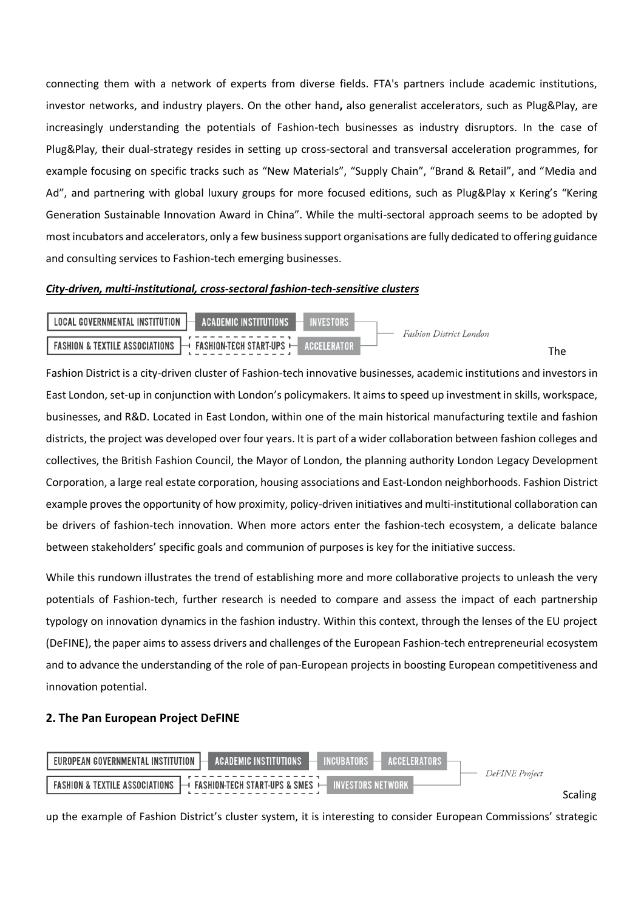connecting them with a network of experts from diverse fields. FTA's partners include academic institutions, investor networks, and industry players. On the other hand**,** also generalist accelerators, such as Plug&Play, are increasingly understanding the potentials of Fashion-tech businesses as industry disruptors. In the case of Plug&Play, their dual-strategy resides in setting up cross-sectoral and transversal acceleration programmes, for example focusing on specific tracks such as "New Materials", "Supply Chain", "Brand & Retail", and "Media and Ad", and partnering with global luxury groups for more focused editions, such as Plug&Play x Kering's "Kering Generation Sustainable Innovation Award in China". While the multi-sectoral approach seems to be adopted by most incubators and accelerators, only a few business support organisations are fully dedicated to offering guidance and consulting services to Fashion-tech emerging businesses.

***City-driven, multi-institutional, cross-sectoral fashion-tech-sensitive clusters***

LOCAL GOVERNMENTAL INSTITUTION — ACADEMIC INSTITUTIONS — INVESTORS
FASHION & TEXTILE ASSOCIATIONS — FASHION-TECH START-UPS — ACCELERATOR
*Fashion District London*

The Fashion District is a city-driven cluster of Fashion-tech innovative businesses, academic institutions and investors in East London, set-up in conjunction with London's policymakers. It aims to speed up investment in skills, workspace, businesses, and R&D. Located in East London, within one of the main historical manufacturing textile and fashion districts, the project was developed over four years. It is part of a wider collaboration between fashion colleges and collectives, the British Fashion Council, the Mayor of London, the planning authority London Legacy Development Corporation, a large real estate corporation, housing associations and East-London neighborhoods. Fashion District example proves the opportunity of how proximity, policy-driven initiatives and multi-institutional collaboration can be drivers of fashion-tech innovation. When more actors enter the fashion-tech ecosystem, a delicate balance between stakeholders' specific goals and communion of purposes is key for the initiative success.

While this rundown illustrates the trend of establishing more and more collaborative projects to unleash the very potentials of Fashion-tech, further research is needed to compare and assess the impact of each partnership typology on innovation dynamics in the fashion industry. Within this context, through the lenses of the EU project (DeFINE), the paper aims to assess drivers and challenges of the European Fashion-tech entrepreneurial ecosystem and to advance the understanding of the role of pan-European projects in boosting European competitiveness and innovation potential.

## 2. The Pan European Project DeFINE

EUROPEAN GOVERNMENTAL INSTITUTION — ACADEMIC INSTITUTIONS — INCUBATORS — ACCELERATORS
FASHION & TEXTILE ASSOCIATIONS — FASHION-TECH START-UPS & SMES — INVESTORS NETWORK
*DeFINE Project*

Scaling up the example of Fashion District's cluster system, it is interesting to consider European Commissions' strategic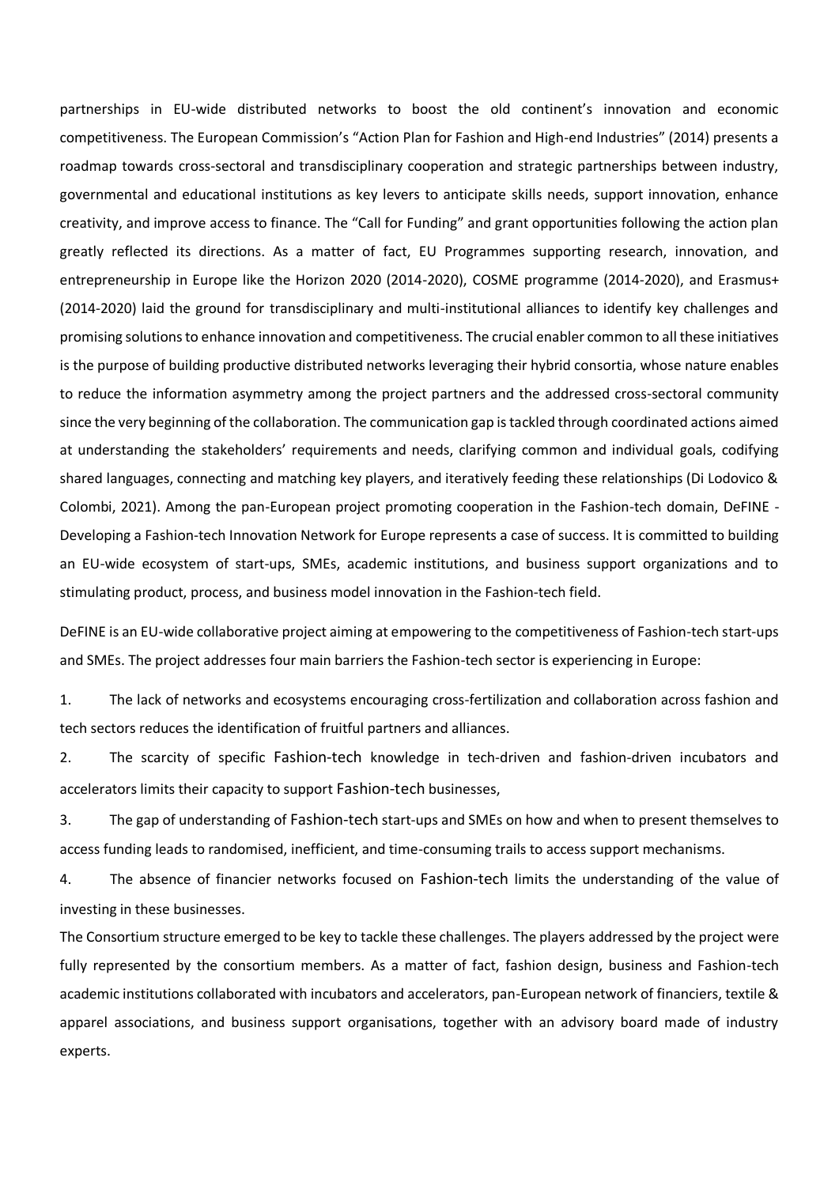partnerships in EU-wide distributed networks to boost the old continent's innovation and economic competitiveness. The European Commission's "Action Plan for Fashion and High-end Industries" (2014) presents a roadmap towards cross-sectoral and transdisciplinary cooperation and strategic partnerships between industry, governmental and educational institutions as key levers to anticipate skills needs, support innovation, enhance creativity, and improve access to finance. The "Call for Funding" and grant opportunities following the action plan greatly reflected its directions. As a matter of fact, EU Programmes supporting research, innovation, and entrepreneurship in Europe like the Horizon 2020 (2014-2020), COSME programme (2014-2020), and Erasmus+ (2014-2020) laid the ground for transdisciplinary and multi-institutional alliances to identify key challenges and promising solutions to enhance innovation and competitiveness. The crucial enabler common to all these initiatives is the purpose of building productive distributed networks leveraging their hybrid consortia, whose nature enables to reduce the information asymmetry among the project partners and the addressed cross-sectoral community since the very beginning of the collaboration. The communication gap is tackled through coordinated actions aimed at understanding the stakeholders' requirements and needs, clarifying common and individual goals, codifying shared languages, connecting and matching key players, and iteratively feeding these relationships (Di Lodovico & Colombi, 2021). Among the pan-European project promoting cooperation in the Fashion-tech domain, DeFINE - Developing a Fashion-tech Innovation Network for Europe represents a case of success. It is committed to building an EU-wide ecosystem of start-ups, SMEs, academic institutions, and business support organizations and to stimulating product, process, and business model innovation in the Fashion-tech field.

DeFINE is an EU-wide collaborative project aiming at empowering to the competitiveness of Fashion-tech start-ups and SMEs. The project addresses four main barriers the Fashion-tech sector is experiencing in Europe:

1. The lack of networks and ecosystems encouraging cross-fertilization and collaboration across fashion and tech sectors reduces the identification of fruitful partners and alliances.
2. The scarcity of specific Fashion-tech knowledge in tech-driven and fashion-driven incubators and accelerators limits their capacity to support Fashion-tech businesses,
3. The gap of understanding of Fashion-tech start-ups and SMEs on how and when to present themselves to access funding leads to randomised, inefficient, and time-consuming trails to access support mechanisms.
4. The absence of financier networks focused on Fashion-tech limits the understanding of the value of investing in these businesses.

The Consortium structure emerged to be key to tackle these challenges. The players addressed by the project were fully represented by the consortium members. As a matter of fact, fashion design, business and Fashion-tech academic institutions collaborated with incubators and accelerators, pan-European network of financiers, textile & apparel associations, and business support organisations, together with an advisory board made of industry experts.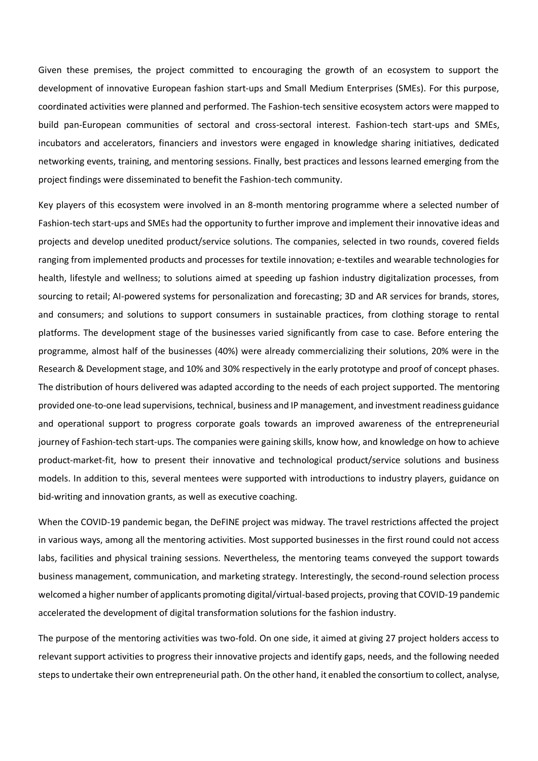Given these premises, the project committed to encouraging the growth of an ecosystem to support the development of innovative European fashion start-ups and Small Medium Enterprises (SMEs). For this purpose, coordinated activities were planned and performed. The Fashion-tech sensitive ecosystem actors were mapped to build pan-European communities of sectoral and cross-sectoral interest. Fashion-tech start-ups and SMEs, incubators and accelerators, financiers and investors were engaged in knowledge sharing initiatives, dedicated networking events, training, and mentoring sessions. Finally, best practices and lessons learned emerging from the project findings were disseminated to benefit the Fashion-tech community.

Key players of this ecosystem were involved in an 8-month mentoring programme where a selected number of Fashion-tech start-ups and SMEs had the opportunity to further improve and implement their innovative ideas and projects and develop unedited product/service solutions. The companies, selected in two rounds, covered fields ranging from implemented products and processes for textile innovation; e-textiles and wearable technologies for health, lifestyle and wellness; to solutions aimed at speeding up fashion industry digitalization processes, from sourcing to retail; AI-powered systems for personalization and forecasting; 3D and AR services for brands, stores, and consumers; and solutions to support consumers in sustainable practices, from clothing storage to rental platforms. The development stage of the businesses varied significantly from case to case. Before entering the programme, almost half of the businesses (40%) were already commercializing their solutions, 20% were in the Research & Development stage, and 10% and 30% respectively in the early prototype and proof of concept phases. The distribution of hours delivered was adapted according to the needs of each project supported. The mentoring provided one-to-one lead supervisions, technical, business and IP management, and investment readiness guidance and operational support to progress corporate goals towards an improved awareness of the entrepreneurial journey of Fashion-tech start-ups. The companies were gaining skills, know how, and knowledge on how to achieve product-market-fit, how to present their innovative and technological product/service solutions and business models. In addition to this, several mentees were supported with introductions to industry players, guidance on bid-writing and innovation grants, as well as executive coaching.

When the COVID-19 pandemic began, the DeFINE project was midway. The travel restrictions affected the project in various ways, among all the mentoring activities. Most supported businesses in the first round could not access labs, facilities and physical training sessions. Nevertheless, the mentoring teams conveyed the support towards business management, communication, and marketing strategy. Interestingly, the second-round selection process welcomed a higher number of applicants promoting digital/virtual-based projects, proving that COVID-19 pandemic accelerated the development of digital transformation solutions for the fashion industry.

The purpose of the mentoring activities was two-fold. On one side, it aimed at giving 27 project holders access to relevant support activities to progress their innovative projects and identify gaps, needs, and the following needed steps to undertake their own entrepreneurial path. On the other hand, it enabled the consortium to collect, analyse,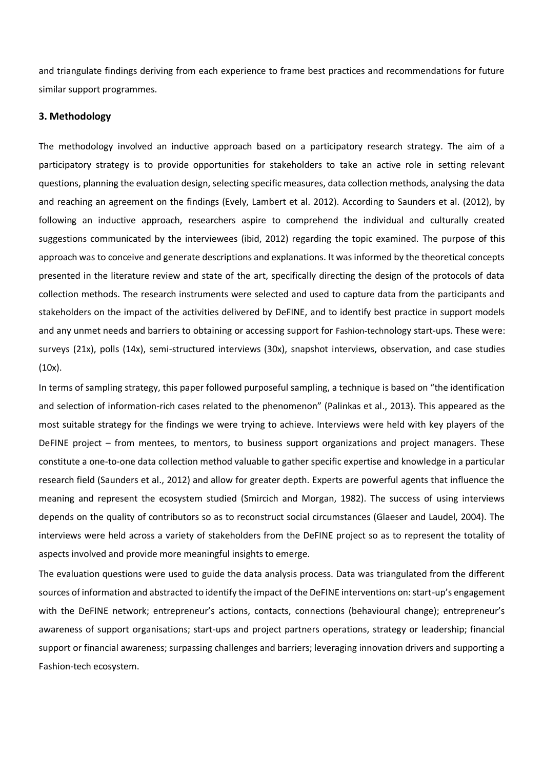and triangulate findings deriving from each experience to frame best practices and recommendations for future similar support programmes.

## 3. Methodology

The methodology involved an inductive approach based on a participatory research strategy. The aim of a participatory strategy is to provide opportunities for stakeholders to take an active role in setting relevant questions, planning the evaluation design, selecting specific measures, data collection methods, analysing the data and reaching an agreement on the findings (Evely, Lambert et al. 2012). According to Saunders et al. (2012), by following an inductive approach, researchers aspire to comprehend the individual and culturally created suggestions communicated by the interviewees (ibid, 2012) regarding the topic examined. The purpose of this approach was to conceive and generate descriptions and explanations. It was informed by the theoretical concepts presented in the literature review and state of the art, specifically directing the design of the protocols of data collection methods. The research instruments were selected and used to capture data from the participants and stakeholders on the impact of the activities delivered by DeFINE, and to identify best practice in support models and any unmet needs and barriers to obtaining or accessing support for Fashion-technology start-ups. These were: surveys (21x), polls (14x), semi-structured interviews (30x), snapshot interviews, observation, and case studies (10x).

In terms of sampling strategy, this paper followed purposeful sampling, a technique is based on "the identification and selection of information-rich cases related to the phenomenon" (Palinkas et al., 2013). This appeared as the most suitable strategy for the findings we were trying to achieve. Interviews were held with key players of the DeFINE project – from mentees, to mentors, to business support organizations and project managers. These constitute a one-to-one data collection method valuable to gather specific expertise and knowledge in a particular research field (Saunders et al., 2012) and allow for greater depth. Experts are powerful agents that influence the meaning and represent the ecosystem studied (Smircich and Morgan, 1982). The success of using interviews depends on the quality of contributors so as to reconstruct social circumstances (Glaeser and Laudel, 2004). The interviews were held across a variety of stakeholders from the DeFINE project so as to represent the totality of aspects involved and provide more meaningful insights to emerge.

The evaluation questions were used to guide the data analysis process. Data was triangulated from the different sources of information and abstracted to identify the impact of the DeFINE interventions on: start-up's engagement with the DeFINE network; entrepreneur's actions, contacts, connections (behavioural change); entrepreneur's awareness of support organisations; start-ups and project partners operations, strategy or leadership; financial support or financial awareness; surpassing challenges and barriers; leveraging innovation drivers and supporting a Fashion-tech ecosystem.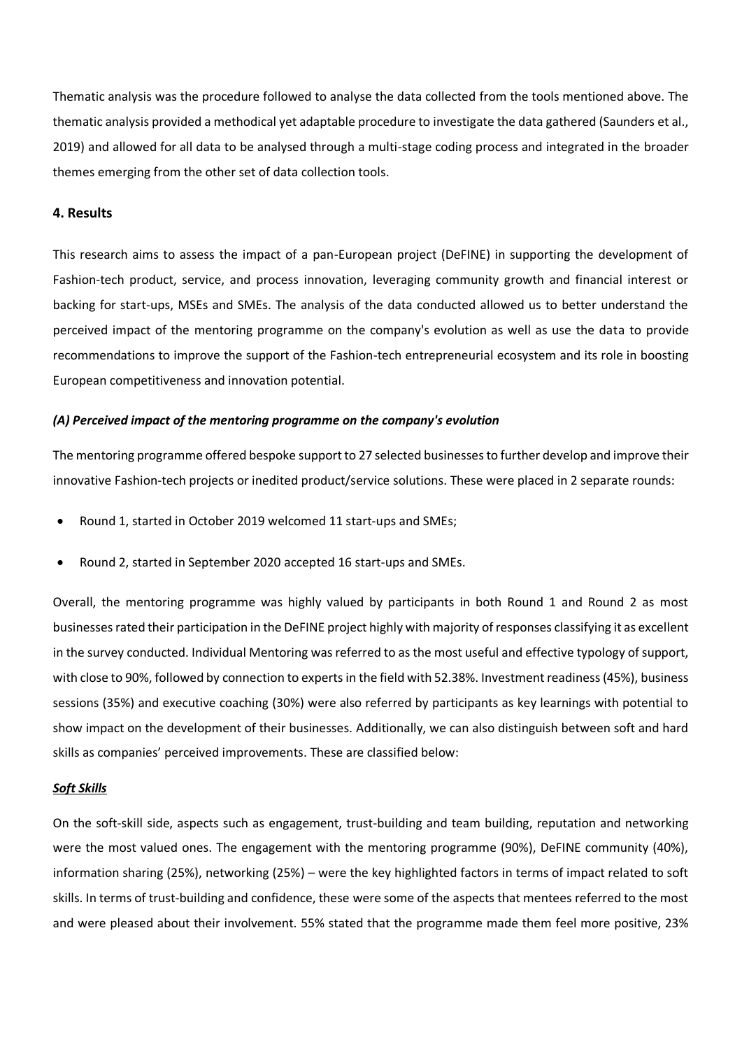Thematic analysis was the procedure followed to analyse the data collected from the tools mentioned above. The thematic analysis provided a methodical yet adaptable procedure to investigate the data gathered (Saunders et al., 2019) and allowed for all data to be analysed through a multi-stage coding process and integrated in the broader themes emerging from the other set of data collection tools.

## 4. Results

This research aims to assess the impact of a pan-European project (DeFINE) in supporting the development of Fashion-tech product, service, and process innovation, leveraging community growth and financial interest or backing for start-ups, MSEs and SMEs. The analysis of the data conducted allowed us to better understand the perceived impact of the mentoring programme on the company's evolution as well as use the data to provide recommendations to improve the support of the Fashion-tech entrepreneurial ecosystem and its role in boosting European competitiveness and innovation potential.

### *(A) Perceived impact of the mentoring programme on the company's evolution*

The mentoring programme offered bespoke support to 27 selected businesses to further develop and improve their innovative Fashion-tech projects or inedited product/service solutions. These were placed in 2 separate rounds:

- Round 1, started in October 2019 welcomed 11 start-ups and SMEs;
- Round 2, started in September 2020 accepted 16 start-ups and SMEs.

Overall, the mentoring programme was highly valued by participants in both Round 1 and Round 2 as most businesses rated their participation in the DeFINE project highly with majority of responses classifying it as excellent in the survey conducted. Individual Mentoring was referred to as the most useful and effective typology of support, with close to 90%, followed by connection to experts in the field with 52.38%. Investment readiness (45%), business sessions (35%) and executive coaching (30%) were also referred by participants as key learnings with potential to show impact on the development of their businesses. Additionally, we can also distinguish between soft and hard skills as companies' perceived improvements. These are classified below:

***Soft Skills***

On the soft-skill side, aspects such as engagement, trust-building and team building, reputation and networking were the most valued ones. The engagement with the mentoring programme (90%), DeFINE community (40%), information sharing (25%), networking (25%) – were the key highlighted factors in terms of impact related to soft skills. In terms of trust-building and confidence, these were some of the aspects that mentees referred to the most and were pleased about their involvement. 55% stated that the programme made them feel more positive, 23%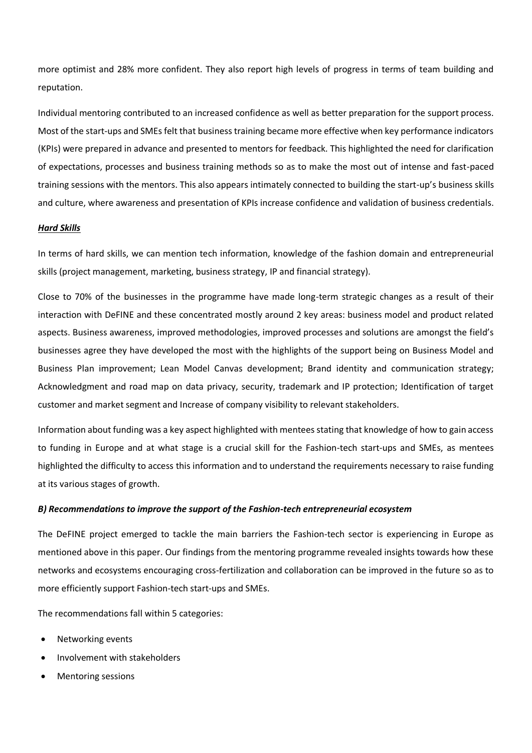more optimist and 28% more confident. They also report high levels of progress in terms of team building and reputation.

Individual mentoring contributed to an increased confidence as well as better preparation for the support process. Most of the start-ups and SMEs felt that business training became more effective when key performance indicators (KPIs) were prepared in advance and presented to mentors for feedback. This highlighted the need for clarification of expectations, processes and business training methods so as to make the most out of intense and fast-paced training sessions with the mentors. This also appears intimately connected to building the start-up's business skills and culture, where awareness and presentation of KPIs increase confidence and validation of business credentials.

***Hard Skills***

In terms of hard skills, we can mention tech information, knowledge of the fashion domain and entrepreneurial skills (project management, marketing, business strategy, IP and financial strategy).

Close to 70% of the businesses in the programme have made long-term strategic changes as a result of their interaction with DeFINE and these concentrated mostly around 2 key areas: business model and product related aspects. Business awareness, improved methodologies, improved processes and solutions are amongst the field's businesses agree they have developed the most with the highlights of the support being on Business Model and Business Plan improvement; Lean Model Canvas development; Brand identity and communication strategy; Acknowledgment and road map on data privacy, security, trademark and IP protection; Identification of target customer and market segment and Increase of company visibility to relevant stakeholders.

Information about funding was a key aspect highlighted with mentees stating that knowledge of how to gain access to funding in Europe and at what stage is a crucial skill for the Fashion-tech start-ups and SMEs, as mentees highlighted the difficulty to access this information and to understand the requirements necessary to raise funding at its various stages of growth.

***B) Recommendations to improve the support of the Fashion-tech entrepreneurial ecosystem***

The DeFINE project emerged to tackle the main barriers the Fashion-tech sector is experiencing in Europe as mentioned above in this paper. Our findings from the mentoring programme revealed insights towards how these networks and ecosystems encouraging cross-fertilization and collaboration can be improved in the future so as to more efficiently support Fashion-tech start-ups and SMEs.

The recommendations fall within 5 categories:

- Networking events
- Involvement with stakeholders
- Mentoring sessions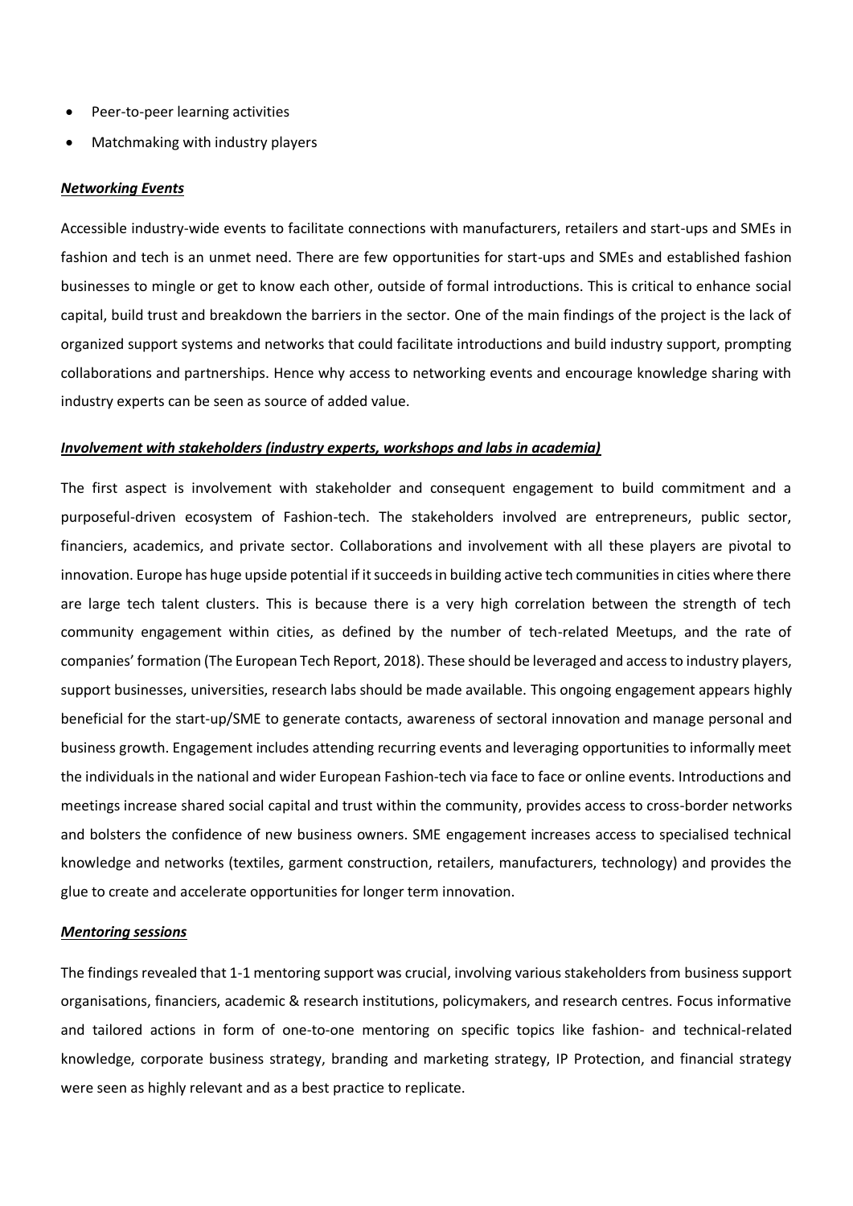- Peer-to-peer learning activities
- Matchmaking with industry players

***Networking Events***

Accessible industry-wide events to facilitate connections with manufacturers, retailers and start-ups and SMEs in fashion and tech is an unmet need. There are few opportunities for start-ups and SMEs and established fashion businesses to mingle or get to know each other, outside of formal introductions. This is critical to enhance social capital, build trust and breakdown the barriers in the sector. One of the main findings of the project is the lack of organized support systems and networks that could facilitate introductions and build industry support, prompting collaborations and partnerships. Hence why access to networking events and encourage knowledge sharing with industry experts can be seen as source of added value.

***Involvement with stakeholders (industry experts, workshops and labs in academia)***

The first aspect is involvement with stakeholder and consequent engagement to build commitment and a purposeful-driven ecosystem of Fashion-tech. The stakeholders involved are entrepreneurs, public sector, financiers, academics, and private sector. Collaborations and involvement with all these players are pivotal to innovation. Europe has huge upside potential if it succeeds in building active tech communities in cities where there are large tech talent clusters. This is because there is a very high correlation between the strength of tech community engagement within cities, as defined by the number of tech-related Meetups, and the rate of companies' formation (The European Tech Report, 2018). These should be leveraged and access to industry players, support businesses, universities, research labs should be made available. This ongoing engagement appears highly beneficial for the start-up/SME to generate contacts, awareness of sectoral innovation and manage personal and business growth. Engagement includes attending recurring events and leveraging opportunities to informally meet the individuals in the national and wider European Fashion-tech via face to face or online events. Introductions and meetings increase shared social capital and trust within the community, provides access to cross-border networks and bolsters the confidence of new business owners. SME engagement increases access to specialised technical knowledge and networks (textiles, garment construction, retailers, manufacturers, technology) and provides the glue to create and accelerate opportunities for longer term innovation.

***Mentoring sessions***

The findings revealed that 1-1 mentoring support was crucial, involving various stakeholders from business support organisations, financiers, academic & research institutions, policymakers, and research centres. Focus informative and tailored actions in form of one-to-one mentoring on specific topics like fashion- and technical-related knowledge, corporate business strategy, branding and marketing strategy, IP Protection, and financial strategy were seen as highly relevant and as a best practice to replicate.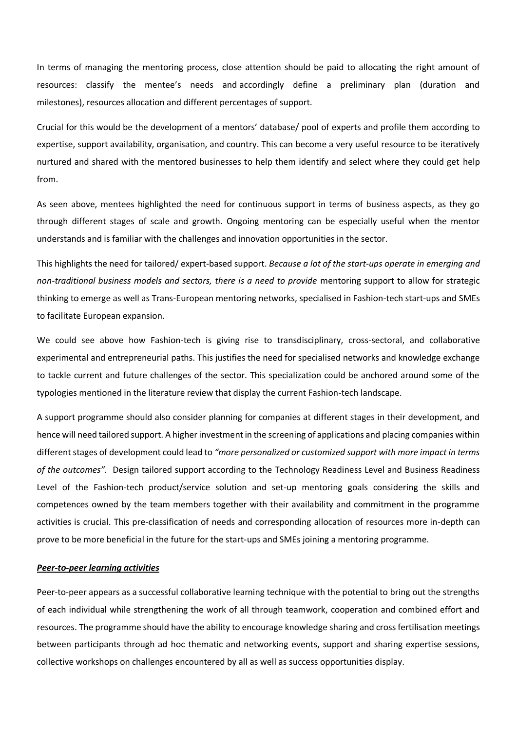In terms of managing the mentoring process, close attention should be paid to allocating the right amount of resources: classify the mentee's needs and accordingly define a preliminary plan (duration and milestones), resources allocation and different percentages of support.

Crucial for this would be the development of a mentors' database/ pool of experts and profile them according to expertise, support availability, organisation, and country. This can become a very useful resource to be iteratively nurtured and shared with the mentored businesses to help them identify and select where they could get help from.

As seen above, mentees highlighted the need for continuous support in terms of business aspects, as they go through different stages of scale and growth. Ongoing mentoring can be especially useful when the mentor understands and is familiar with the challenges and innovation opportunities in the sector.

This highlights the need for tailored/ expert-based support. *Because a lot of the start-ups operate in emerging and non-traditional business models and sectors, there is a need to provide* mentoring support to allow for strategic thinking to emerge as well as Trans-European mentoring networks, specialised in Fashion-tech start-ups and SMEs to facilitate European expansion.

We could see above how Fashion-tech is giving rise to transdisciplinary, cross-sectoral, and collaborative experimental and entrepreneurial paths. This justifies the need for specialised networks and knowledge exchange to tackle current and future challenges of the sector. This specialization could be anchored around some of the typologies mentioned in the literature review that display the current Fashion-tech landscape.

A support programme should also consider planning for companies at different stages in their development, and hence will need tailored support. A higher investment in the screening of applications and placing companies within different stages of development could lead to *"more personalized or customized support with more impact in terms of the outcomes".* Design tailored support according to the Technology Readiness Level and Business Readiness Level of the Fashion-tech product/service solution and set-up mentoring goals considering the skills and competences owned by the team members together with their availability and commitment in the programme activities is crucial. This pre-classification of needs and corresponding allocation of resources more in-depth can prove to be more beneficial in the future for the start-ups and SMEs joining a mentoring programme.

***Peer-to-peer learning activities***

Peer-to-peer appears as a successful collaborative learning technique with the potential to bring out the strengths of each individual while strengthening the work of all through teamwork, cooperation and combined effort and resources. The programme should have the ability to encourage knowledge sharing and cross fertilisation meetings between participants through ad hoc thematic and networking events, support and sharing expertise sessions, collective workshops on challenges encountered by all as well as success opportunities display.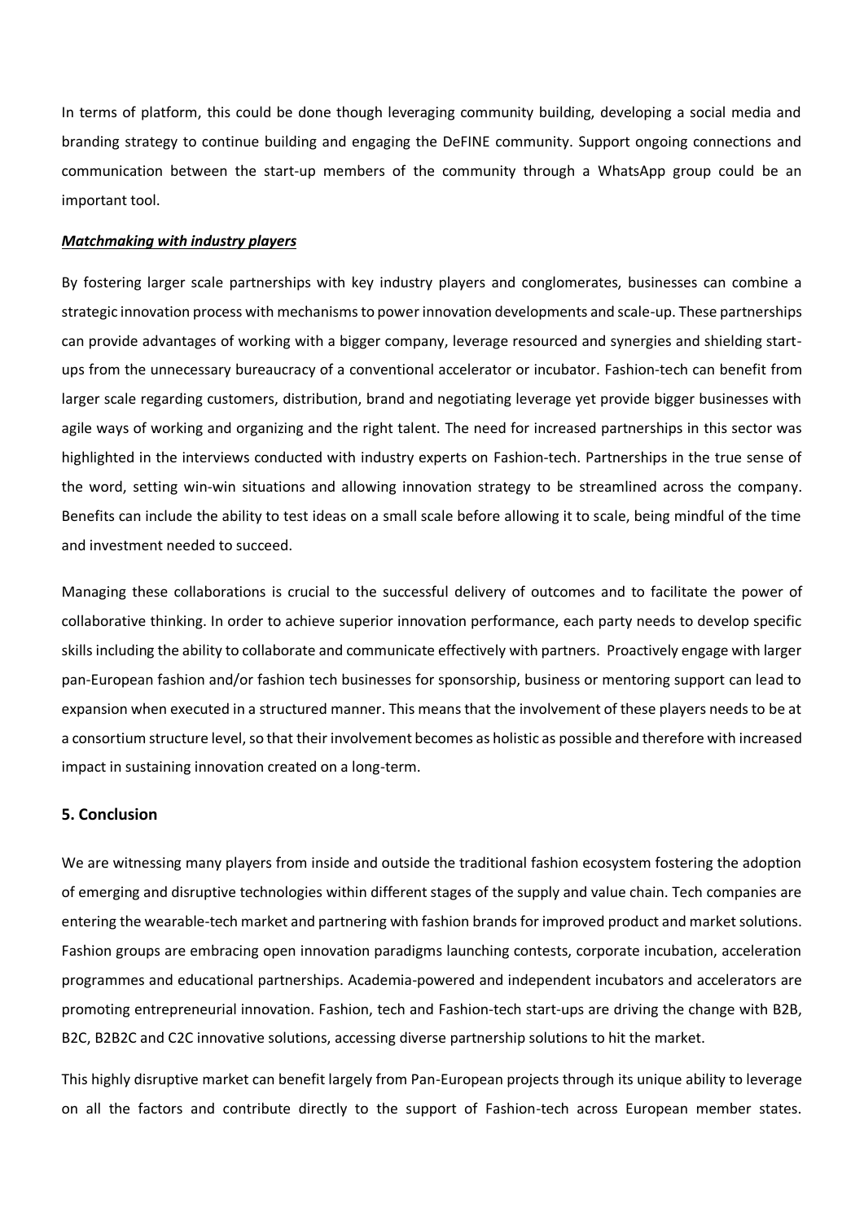In terms of platform, this could be done though leveraging community building, developing a social media and branding strategy to continue building and engaging the DeFINE community. Support ongoing connections and communication between the start-up members of the community through a WhatsApp group could be an important tool.

***Matchmaking with industry players***

By fostering larger scale partnerships with key industry players and conglomerates, businesses can combine a strategic innovation process with mechanisms to power innovation developments and scale-up. These partnerships can provide advantages of working with a bigger company, leverage resourced and synergies and shielding start-ups from the unnecessary bureaucracy of a conventional accelerator or incubator. Fashion-tech can benefit from larger scale regarding customers, distribution, brand and negotiating leverage yet provide bigger businesses with agile ways of working and organizing and the right talent. The need for increased partnerships in this sector was highlighted in the interviews conducted with industry experts on Fashion-tech. Partnerships in the true sense of the word, setting win-win situations and allowing innovation strategy to be streamlined across the company. Benefits can include the ability to test ideas on a small scale before allowing it to scale, being mindful of the time and investment needed to succeed.

Managing these collaborations is crucial to the successful delivery of outcomes and to facilitate the power of collaborative thinking. In order to achieve superior innovation performance, each party needs to develop specific skills including the ability to collaborate and communicate effectively with partners. Proactively engage with larger pan-European fashion and/or fashion tech businesses for sponsorship, business or mentoring support can lead to expansion when executed in a structured manner. This means that the involvement of these players needs to be at a consortium structure level, so that their involvement becomes as holistic as possible and therefore with increased impact in sustaining innovation created on a long-term.

## 5. Conclusion

We are witnessing many players from inside and outside the traditional fashion ecosystem fostering the adoption of emerging and disruptive technologies within different stages of the supply and value chain. Tech companies are entering the wearable-tech market and partnering with fashion brands for improved product and market solutions. Fashion groups are embracing open innovation paradigms launching contests, corporate incubation, acceleration programmes and educational partnerships. Academia-powered and independent incubators and accelerators are promoting entrepreneurial innovation. Fashion, tech and Fashion-tech start-ups are driving the change with B2B, B2C, B2B2C and C2C innovative solutions, accessing diverse partnership solutions to hit the market.

This highly disruptive market can benefit largely from Pan-European projects through its unique ability to leverage on all the factors and contribute directly to the support of Fashion-tech across European member states.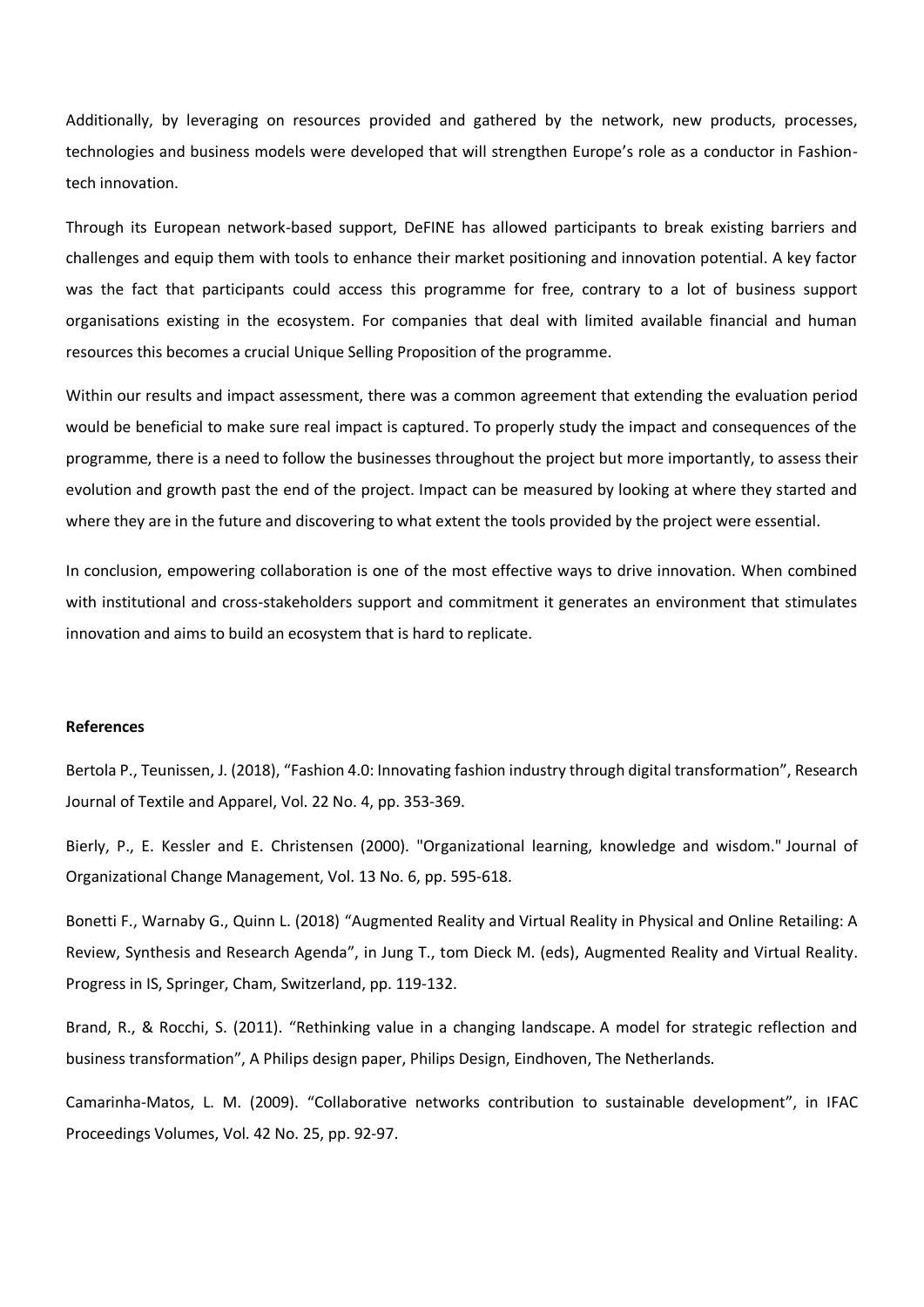Additionally, by leveraging on resources provided and gathered by the network, new products, processes, technologies and business models were developed that will strengthen Europe's role as a conductor in Fashion-tech innovation.

Through its European network-based support, DeFINE has allowed participants to break existing barriers and challenges and equip them with tools to enhance their market positioning and innovation potential. A key factor was the fact that participants could access this programme for free, contrary to a lot of business support organisations existing in the ecosystem. For companies that deal with limited available financial and human resources this becomes a crucial Unique Selling Proposition of the programme.

Within our results and impact assessment, there was a common agreement that extending the evaluation period would be beneficial to make sure real impact is captured. To properly study the impact and consequences of the programme, there is a need to follow the businesses throughout the project but more importantly, to assess their evolution and growth past the end of the project. Impact can be measured by looking at where they started and where they are in the future and discovering to what extent the tools provided by the project were essential.

In conclusion, empowering collaboration is one of the most effective ways to drive innovation. When combined with institutional and cross-stakeholders support and commitment it generates an environment that stimulates innovation and aims to build an ecosystem that is hard to replicate.

**References**

Bertola P., Teunissen, J. (2018), "Fashion 4.0: Innovating fashion industry through digital transformation", Research Journal of Textile and Apparel, Vol. 22 No. 4, pp. 353-369.

Bierly, P., E. Kessler and E. Christensen (2000). "Organizational learning, knowledge and wisdom." Journal of Organizational Change Management, Vol. 13 No. 6, pp. 595-618.

Bonetti F., Warnaby G., Quinn L. (2018) "Augmented Reality and Virtual Reality in Physical and Online Retailing: A Review, Synthesis and Research Agenda", in Jung T., tom Dieck M. (eds), Augmented Reality and Virtual Reality. Progress in IS, Springer, Cham, Switzerland, pp. 119-132.

Brand, R., & Rocchi, S. (2011). "Rethinking value in a changing landscape. A model for strategic reflection and business transformation", A Philips design paper, Philips Design, Eindhoven, The Netherlands.

Camarinha-Matos, L. M. (2009). "Collaborative networks contribution to sustainable development", in IFAC Proceedings Volumes, Vol. 42 No. 25, pp. 92-97.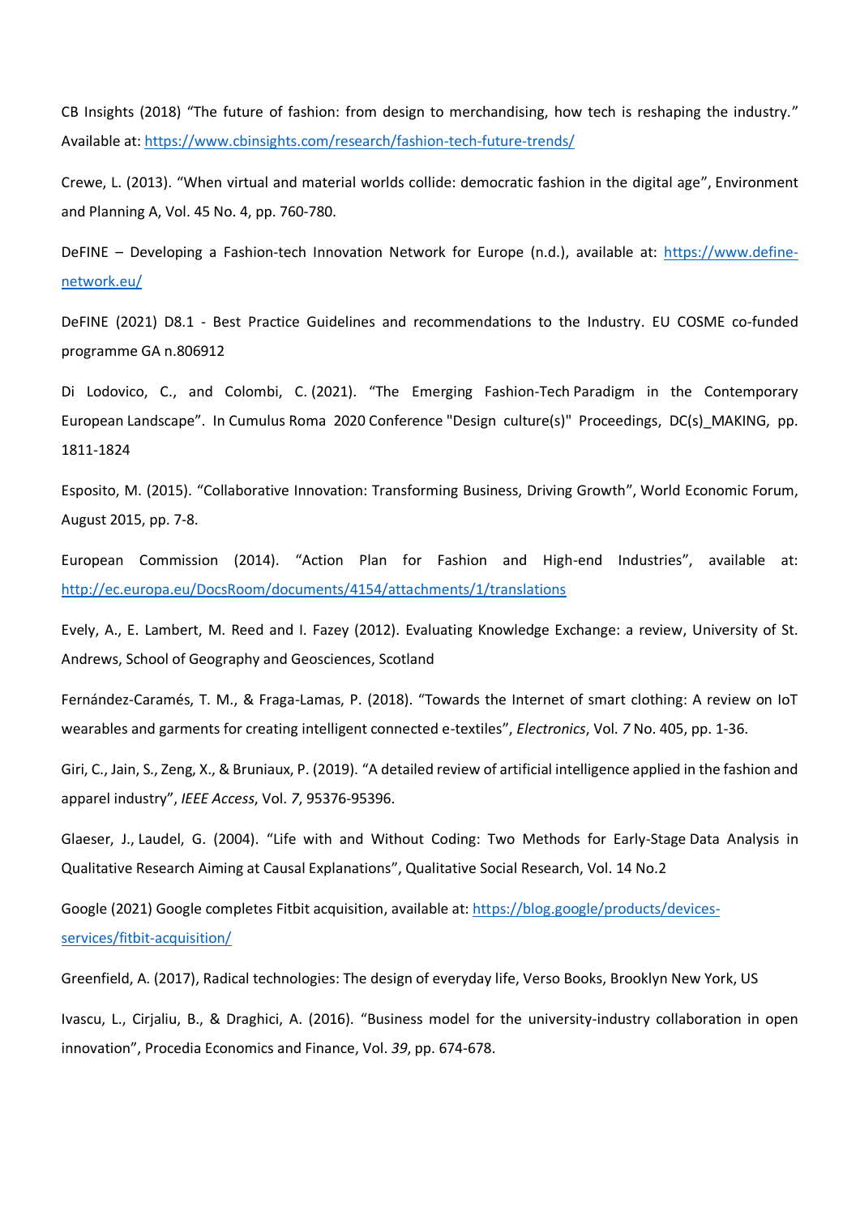CB Insights (2018) “The future of fashion: from design to merchandising, how tech is reshaping the industry.” Available at: https://www.cbinsights.com/research/fashion-tech-future-trends/

Crewe, L. (2013). “When virtual and material worlds collide: democratic fashion in the digital age”, Environment and Planning A, Vol. 45 No. 4, pp. 760-780.

DeFINE – Developing a Fashion-tech Innovation Network for Europe (n.d.), available at: https://www.define-network.eu/

DeFINE (2021) D8.1 - Best Practice Guidelines and recommendations to the Industry. EU COSME co-funded programme GA n.806912

Di Lodovico, C., and Colombi, C. (2021). “The Emerging Fashion-Tech Paradigm in the Contemporary European Landscape”. In Cumulus Roma 2020 Conference "Design culture(s)" Proceedings, DC(s)_MAKING, pp. 1811-1824

Esposito, M. (2015). “Collaborative Innovation: Transforming Business, Driving Growth”, World Economic Forum, August 2015, pp. 7-8.

European Commission (2014). “Action Plan for Fashion and High-end Industries”, available at: http://ec.europa.eu/DocsRoom/documents/4154/attachments/1/translations

Evely, A., E. Lambert, M. Reed and I. Fazey (2012). Evaluating Knowledge Exchange: a review, University of St. Andrews, School of Geography and Geosciences, Scotland

Fernández-Caramés, T. M., & Fraga-Lamas, P. (2018). “Towards the Internet of smart clothing: A review on IoT wearables and garments for creating intelligent connected e-textiles”, *Electronics*, Vol. *7* No. 405, pp. 1-36.

Giri, C., Jain, S., Zeng, X., & Bruniaux, P. (2019). “A detailed review of artificial intelligence applied in the fashion and apparel industry”, *IEEE Access*, Vol. *7*, 95376-95396.

Glaeser, J., Laudel, G. (2004). “Life with and Without Coding: Two Methods for Early-Stage Data Analysis in Qualitative Research Aiming at Causal Explanations”, Qualitative Social Research, Vol. 14 No.2

Google (2021) Google completes Fitbit acquisition, available at: https://blog.google/products/devices-services/fitbit-acquisition/

Greenfield, A. (2017), Radical technologies: The design of everyday life, Verso Books, Brooklyn New York, US

Ivascu, L., Cirjaliu, B., & Draghici, A. (2016). “Business model for the university-industry collaboration in open innovation”, Procedia Economics and Finance, Vol. *39*, pp. 674-678.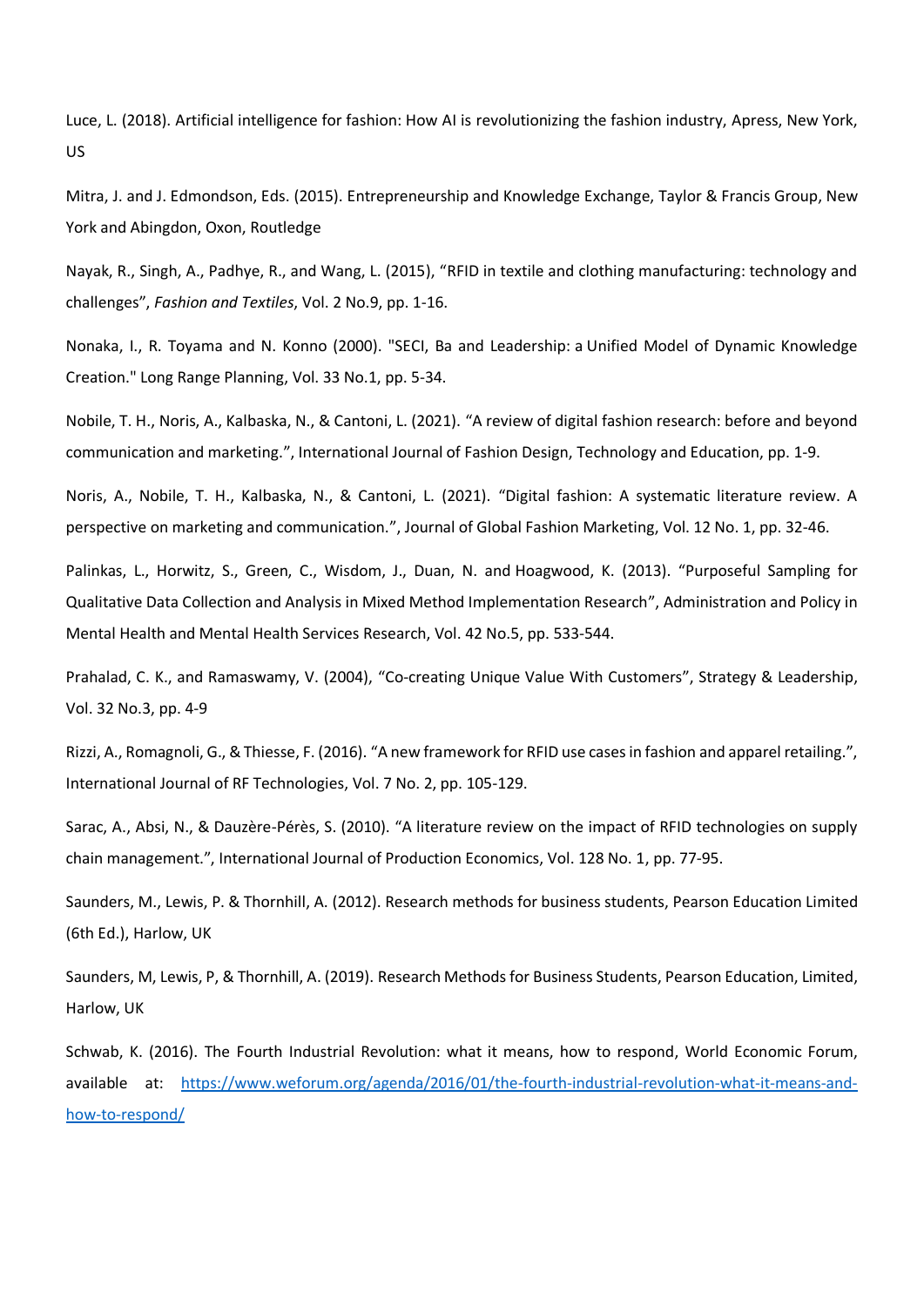Luce, L. (2018). Artificial intelligence for fashion: How AI is revolutionizing the fashion industry, Apress, New York, US

Mitra, J. and J. Edmondson, Eds. (2015). Entrepreneurship and Knowledge Exchange, Taylor & Francis Group, New York and Abingdon, Oxon, Routledge

Nayak, R., Singh, A., Padhye, R., and Wang, L. (2015), "RFID in textile and clothing manufacturing: technology and challenges", *Fashion and Textiles*, Vol. 2 No.9, pp. 1-16.

Nonaka, I., R. Toyama and N. Konno (2000). "SECI, Ba and Leadership: a Unified Model of Dynamic Knowledge Creation." Long Range Planning, Vol. 33 No.1, pp. 5-34.

Nobile, T. H., Noris, A., Kalbaska, N., & Cantoni, L. (2021). "A review of digital fashion research: before and beyond communication and marketing.", International Journal of Fashion Design, Technology and Education, pp. 1-9.

Noris, A., Nobile, T. H., Kalbaska, N., & Cantoni, L. (2021). "Digital fashion: A systematic literature review. A perspective on marketing and communication.", Journal of Global Fashion Marketing, Vol. 12 No. 1, pp. 32-46.

Palinkas, L., Horwitz, S., Green, C., Wisdom, J., Duan, N. and Hoagwood, K. (2013). "Purposeful Sampling for Qualitative Data Collection and Analysis in Mixed Method Implementation Research", Administration and Policy in Mental Health and Mental Health Services Research, Vol. 42 No.5, pp. 533-544.

Prahalad, C. K., and Ramaswamy, V. (2004), "Co-creating Unique Value With Customers", Strategy & Leadership, Vol. 32 No.3, pp. 4-9

Rizzi, A., Romagnoli, G., & Thiesse, F. (2016). "A new framework for RFID use cases in fashion and apparel retailing.", International Journal of RF Technologies, Vol. 7 No. 2, pp. 105-129.

Sarac, A., Absi, N., & Dauzère-Pérès, S. (2010). "A literature review on the impact of RFID technologies on supply chain management.", International Journal of Production Economics, Vol. 128 No. 1, pp. 77-95.

Saunders, M., Lewis, P. & Thornhill, A. (2012). Research methods for business students, Pearson Education Limited (6th Ed.), Harlow, UK

Saunders, M, Lewis, P, & Thornhill, A. (2019). Research Methods for Business Students, Pearson Education, Limited, Harlow, UK

Schwab, K. (2016). The Fourth Industrial Revolution: what it means, how to respond, World Economic Forum, available at: https://www.weforum.org/agenda/2016/01/the-fourth-industrial-revolution-what-it-means-and-how-to-respond/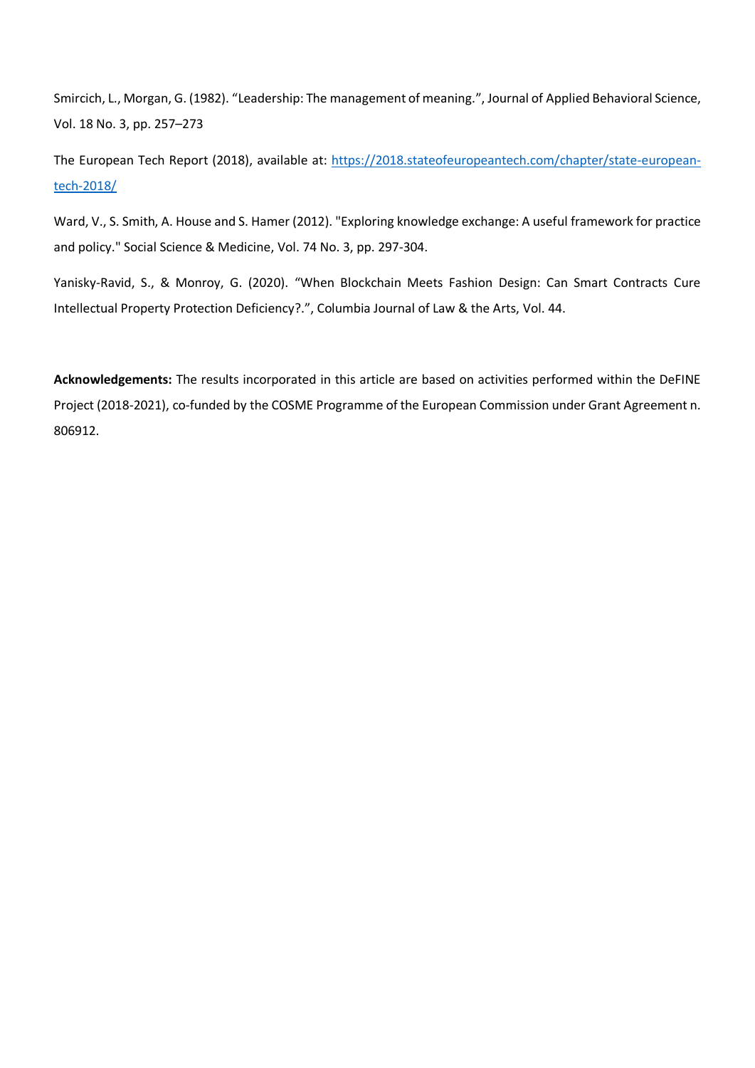Smircich, L., Morgan, G. (1982). “Leadership: The management of meaning.”, Journal of Applied Behavioral Science, Vol. 18 No. 3, pp. 257–273

The European Tech Report (2018), available at: https://2018.stateofeuropeantech.com/chapter/state-european-tech-2018/

Ward, V., S. Smith, A. House and S. Hamer (2012). "Exploring knowledge exchange: A useful framework for practice and policy." Social Science & Medicine, Vol. 74 No. 3, pp. 297-304.

Yanisky-Ravid, S., & Monroy, G. (2020). “When Blockchain Meets Fashion Design: Can Smart Contracts Cure Intellectual Property Protection Deficiency?.”, Columbia Journal of Law & the Arts, Vol. 44.

**Acknowledgements:** The results incorporated in this article are based on activities performed within the DeFINE Project (2018-2021), co-funded by the COSME Programme of the European Commission under Grant Agreement n. 806912.